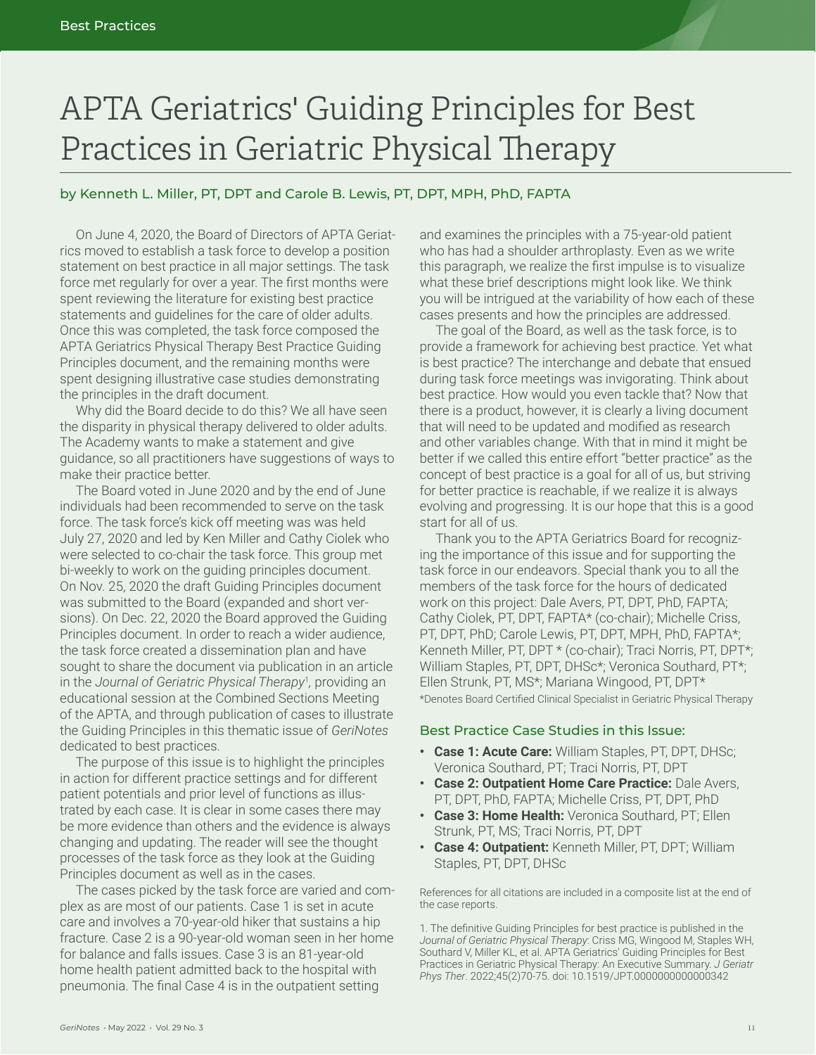# APTA Geriatrics' Guiding Principles for Best Practices in Geriatric Physical Therapy

by Kenneth L. Miller, PT, DPT and Carole B. Lewis, PT, DPT, MPH, PhD, FAPTA

On June 4, 2020, the Board of Directors of APTA Geriatrics moved to establish a task force to develop a position statement on best practice in all major settings. The task force met regularly for over a year. The first months were spent reviewing the literature for existing best practice statements and guidelines for the care of older adults. Once this was completed, the task force composed the APTA Geriatrics Physical Therapy Best Practice Guiding Principles document, and the remaining months were spent designing illustrative case studies demonstrating the principles in the draft document.

Why did the Board decide to do this? We all have seen the disparity in physical therapy delivered to older adults. The Academy wants to make a statement and give guidance, so all practitioners have suggestions of ways to make their practice better.

The Board voted in June 2020 and by the end of June individuals had been recommended to serve on the task force. The task force's kick off meeting was was held July 27, 2020 and led by Ken Miller and Cathy Ciolek who were selected to co-chair the task force. This group met bi-weekly to work on the guiding principles document. On Nov. 25, 2020 the draft Guiding Principles document was submitted to the Board (expanded and short versions). On Dec. 22, 2020 the Board approved the Guiding Principles document. In order to reach a wider audience, the task force created a dissemination plan and have sought to share the document via publication in an article in the *Journal of Geriatric Physical Therapy*[1], providing an educational session at the Combined Sections Meeting of the APTA, and through publication of cases to illustrate the Guiding Principles in this thematic issue of *GeriNotes* dedicated to best practices.

The purpose of this issue is to highlight the principles in action for different practice settings and for different patient potentials and prior level of functions as illustrated by each case. It is clear in some cases there may be more evidence than others and the evidence is always changing and updating. The reader will see the thought processes of the task force as they look at the Guiding Principles document as well as in the cases.

The cases picked by the task force are varied and complex as are most of our patients. Case 1 is set in acute care and involves a 70-year-old hiker that sustains a hip fracture. Case 2 is a 90-year-old woman seen in her home for balance and falls issues. Case 3 is an 81-year-old home health patient admitted back to the hospital with pneumonia. The final Case 4 is in the outpatient setting and examines the principles with a 75-year-old patient who has had a shoulder arthroplasty. Even as we write this paragraph, we realize the first impulse is to visualize what these brief descriptions might look like. We think you will be intrigued at the variability of how each of these cases presents and how the principles are addressed.

The goal of the Board, as well as the task force, is to provide a framework for achieving best practice. Yet what is best practice? The interchange and debate that ensued during task force meetings was invigorating. Think about best practice. How would you even tackle that? Now that there is a product, however, it is clearly a living document that will need to be updated and modified as research and other variables change. With that in mind it might be better if we called this entire effort "better practice" as the concept of best practice is a goal for all of us, but striving for better practice is reachable, if we realize it is always evolving and progressing. It is our hope that this is a good start for all of us.

Thank you to the APTA Geriatrics Board for recognizing the importance of this issue and for supporting the task force in our endeavors. Special thank you to all the members of the task force for the hours of dedicated work on this project: Dale Avers, PT, DPT, PhD, FAPTA; Cathy Ciolek, PT, DPT, FAPTA* (co-chair); Michelle Criss, PT, DPT, PhD; Carole Lewis, PT, DPT, MPH, PhD, FAPTA*; Kenneth Miller, PT, DPT * (co-chair); Traci Norris, PT, DPT*; William Staples, PT, DPT, DHSc*; Veronica Southard, PT*; Ellen Strunk, PT, MS*; Mariana Wingood, PT, DPT*

*Denotes Board Certified Clinical Specialist in Geriatric Physical Therapy

## Best Practice Case Studies in this Issue:

- **Case 1: Acute Care:** William Staples, PT, DPT, DHSc; Veronica Southard, PT; Traci Norris, PT, DPT
- **Case 2: Outpatient Home Care Practice:** Dale Avers, PT, DPT, PhD, FAPTA; Michelle Criss, PT, DPT, PhD
- **Case 3: Home Health:** Veronica Southard, PT; Ellen Strunk, PT, MS; Traci Norris, PT, DPT
- **Case 4: Outpatient:** Kenneth Miller, PT, DPT; William Staples, PT, DPT, DHSc

References for all citations are included in a composite list at the end of the case reports.

1. The definitive Guiding Principles for best practice is published in the *Journal of Geriatric Physical Therapy*: Criss MG, Wingood M, Staples WH, Southard V, Miller KL, et al. APTA Geriatrics' Guiding Principles for Best Practices in Geriatric Physical Therapy: An Executive Summary. *J Geriatr Phys Ther*. 2022;45(2)70-75. doi: 10.1519/JPT.0000000000000342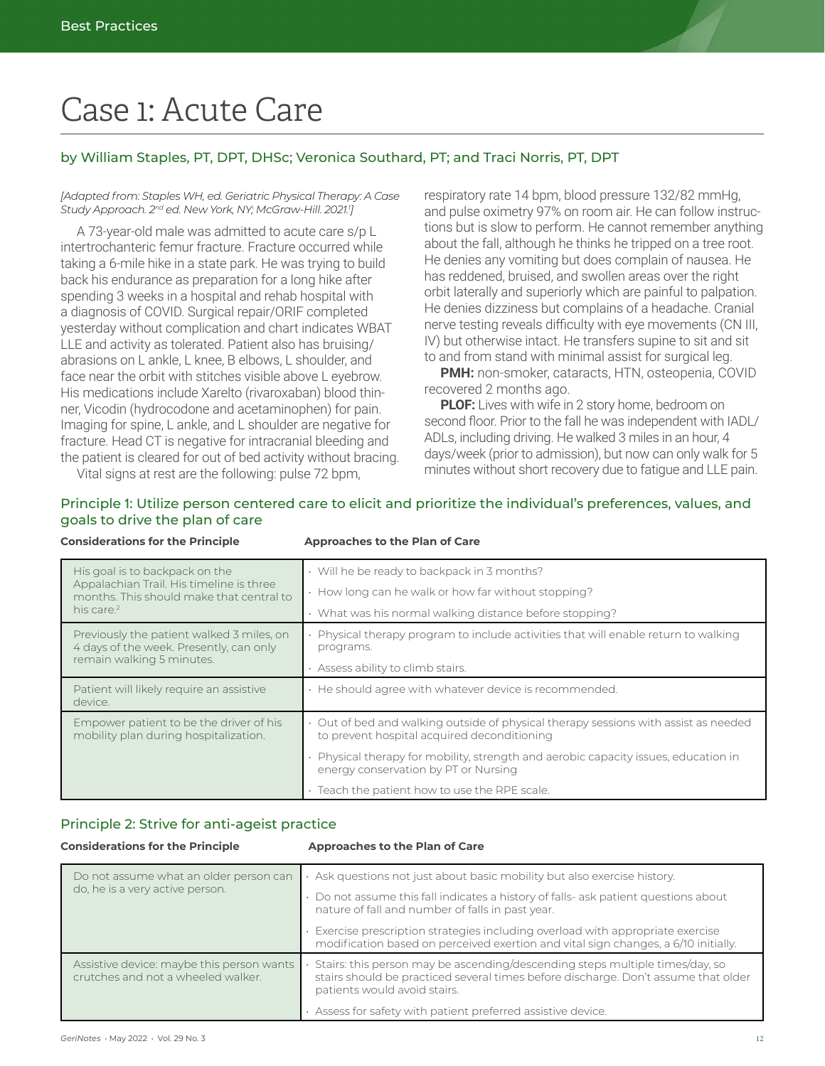# Case 1: Acute Care

### by William Staples, PT, DPT, DHSc; Veronica Southard, PT; and Traci Norris, PT, DPT

*[Adapted from: Staples WH, ed. Geriatric Physical Therapy: A Case Study Approach. 2nd ed. New York, NY; McGraw-Hill. 2021.[1]]*

A 73-year-old male was admitted to acute care s/p L intertrochanteric femur fracture. Fracture occurred while taking a 6-mile hike in a state park. He was trying to build back his endurance as preparation for a long hike after spending 3 weeks in a hospital and rehab hospital with a diagnosis of COVID. Surgical repair/ORIF completed yesterday without complication and chart indicates WBAT LLE and activity as tolerated. Patient also has bruising/abrasions on L ankle, L knee, B elbows, L shoulder, and face near the orbit with stitches visible above L eyebrow. His medications include Xarelto (rivaroxaban) blood thinner, Vicodin (hydrocodone and acetaminophen) for pain. Imaging for spine, L ankle, and L shoulder are negative for fracture. Head CT is negative for intracranial bleeding and the patient is cleared for out of bed activity without bracing.

Vital signs at rest are the following: pulse 72 bpm, respiratory rate 14 bpm, blood pressure 132/82 mmHg, and pulse oximetry 97% on room air. He can follow instructions but is slow to perform. He cannot remember anything about the fall, although he thinks he tripped on a tree root. He denies any vomiting but does complain of nausea. He has reddened, bruised, and swollen areas over the right orbit laterally and superiorly which are painful to palpation. He denies dizziness but complains of a headache. Cranial nerve testing reveals difficulty with eye movements (CN III, IV) but otherwise intact. He transfers supine to sit and sit to and from stand with minimal assist for surgical leg.

**PMH:** non-smoker, cataracts, HTN, osteopenia, COVID recovered 2 months ago.

**PLOF:** Lives with wife in 2 story home, bedroom on second floor. Prior to the fall he was independent with IADL/ADLs, including driving. He walked 3 miles in an hour, 4 days/week (prior to admission), but now can only walk for 5 minutes without short recovery due to fatigue and LLE pain.

### Principle 1: Utilize person centered care to elicit and prioritize the individual's preferences, values, and goals to drive the plan of care

| Considerations for the Principle | Approaches to the Plan of Care |
|---|---|
| His goal is to backpack on the Appalachian Trail. His timeline is three months. This should make that central to his care.[2] | • Will he be ready to backpack in 3 months?<br>• How long can he walk or how far without stopping?<br>• What was his normal walking distance before stopping? |
| Previously the patient walked 3 miles, on 4 days of the week. Presently, can only remain walking 5 minutes. | • Physical therapy program to include activities that will enable return to walking programs.<br>• Assess ability to climb stairs. |
| Patient will likely require an assistive device. | • He should agree with whatever device is recommended. |
| Empower patient to be the driver of his mobility plan during hospitalization. | • Out of bed and walking outside of physical therapy sessions with assist as needed to prevent hospital acquired deconditioning<br>• Physical therapy for mobility, strength and aerobic capacity issues, education in energy conservation by PT or Nursing<br>• Teach the patient how to use the RPE scale. |

### Principle 2: Strive for anti-ageist practice

| Considerations for the Principle | Approaches to the Plan of Care |
|---|---|
| Do not assume what an older person can do, he is a very active person. | • Ask questions not just about basic mobility but also exercise history.<br>• Do not assume this fall indicates a history of falls- ask patient questions about nature of fall and number of falls in past year.<br>• Exercise prescription strategies including overload with appropriate exercise modification based on perceived exertion and vital sign changes, a 6/10 initially. |
| Assistive device: maybe this person wants crutches and not a wheeled walker. | • Stairs: this person may be ascending/descending steps multiple times/day, so stairs should be practiced several times before discharge. Don't assume that older patients would avoid stairs.<br>• Assess for safety with patient preferred assistive device. |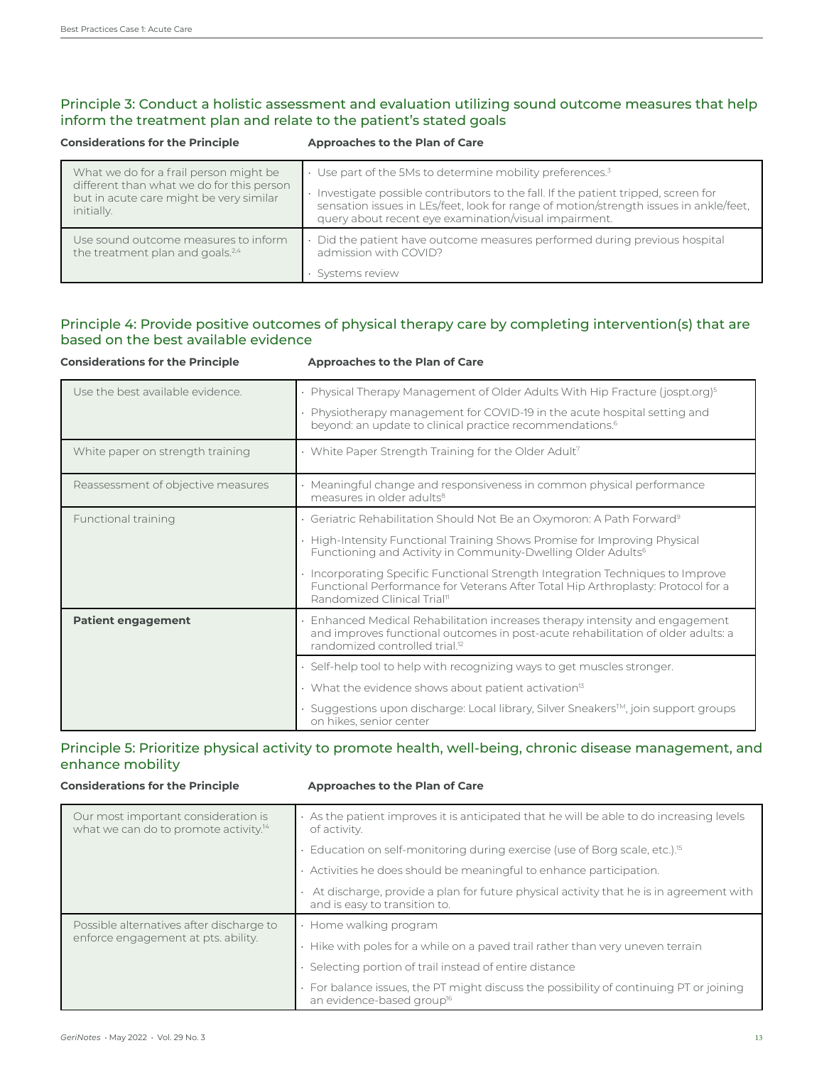## Principle 3: Conduct a holistic assessment and evaluation utilizing sound outcome measures that help inform the treatment plan and relate to the patient's stated goals

| Considerations for the Principle | Approaches to the Plan of Care |
|---|---|
| What we do for a frail person might be different than what we do for this person but in acute care might be very similar initially. | • Use part of the 5Ms to determine mobility preferences.[3]<br>• Investigate possible contributors to the fall. If the patient tripped, screen for sensation issues in LEs/feet, look for range of motion/strength issues in ankle/feet, query about recent eye examination/visual impairment. |
| Use sound outcome measures to inform the treatment plan and goals.[2,4] | • Did the patient have outcome measures performed during previous hospital admission with COVID?<br>• Systems review |

## Principle 4: Provide positive outcomes of physical therapy care by completing intervention(s) that are based on the best available evidence

| Considerations for the Principle | Approaches to the Plan of Care |
|---|---|
| Use the best available evidence. | • Physical Therapy Management of Older Adults With Hip Fracture (jospt.org)[5]<br>• Physiotherapy management for COVID-19 in the acute hospital setting and beyond: an update to clinical practice recommendations.[6] |
| White paper on strength training | • White Paper Strength Training for the Older Adult[7] |
| Reassessment of objective measures | • Meaningful change and responsiveness in common physical performance measures in older adults[8] |
| Functional training | • Geriatric Rehabilitation Should Not Be an Oxymoron: A Path Forward[9]<br>• High-Intensity Functional Training Shows Promise for Improving Physical Functioning and Activity in Community-Dwelling Older Adults[6]<br>• Incorporating Specific Functional Strength Integration Techniques to Improve Functional Performance for Veterans After Total Hip Arthroplasty: Protocol for a Randomized Clinical Trial[11] |
| **Patient engagement** | • Enhanced Medical Rehabilitation increases therapy intensity and engagement and improves functional outcomes in post-acute rehabilitation of older adults: a randomized controlled trial.[12] |
| | • Self-help tool to help with recognizing ways to get muscles stronger.<br>• What the evidence shows about patient activation[13]<br>• Suggestions upon discharge: Local library, Silver Sneakers™, join support groups on hikes, senior center |

## Principle 5: Prioritize physical activity to promote health, well-being, chronic disease management, and enhance mobility

| Considerations for the Principle | Approaches to the Plan of Care |
|---|---|
| Our most important consideration is what we can do to promote activity.[14] | • As the patient improves it is anticipated that he will be able to do increasing levels of activity.<br>• Education on self-monitoring during exercise (use of Borg scale, etc.).[15]<br>• Activities he does should be meaningful to enhance participation.<br>• At discharge, provide a plan for future physical activity that he is in agreement with and is easy to transition to. |
| Possible alternatives after discharge to enforce engagement at pts. ability. | • Home walking program<br>• Hike with poles for a while on a paved trail rather than very uneven terrain<br>• Selecting portion of trail instead of entire distance<br>• For balance issues, the PT might discuss the possibility of continuing PT or joining an evidence-based group[16] |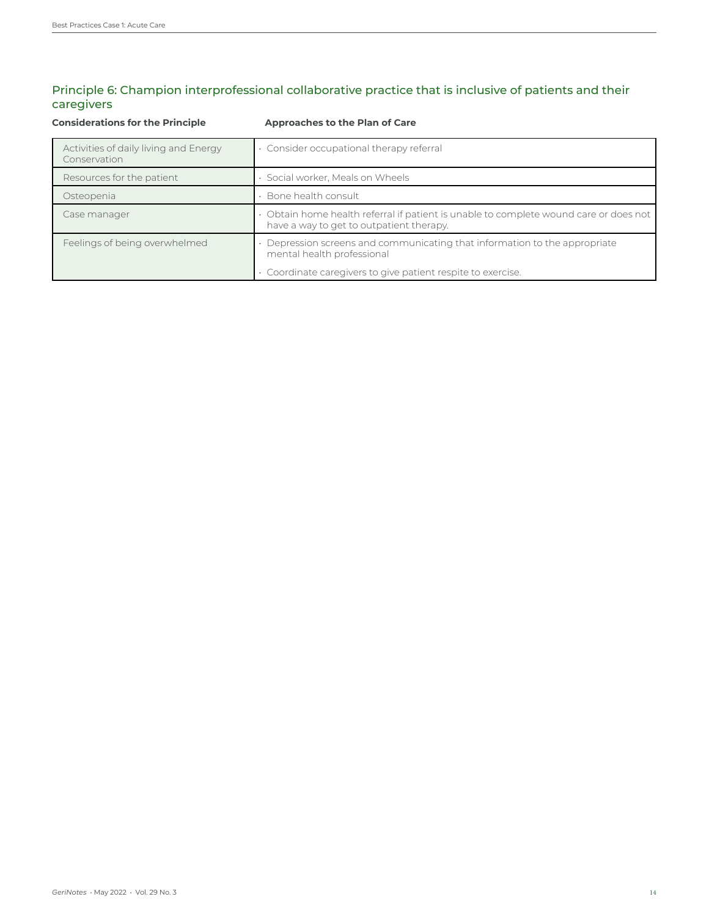## Principle 6: Champion interprofessional collaborative practice that is inclusive of patients and their caregivers

| Considerations for the Principle | Approaches to the Plan of Care |
|---|---|
| Activities of daily living and Energy Conservation | • Consider occupational therapy referral |
| Resources for the patient | • Social worker, Meals on Wheels |
| Osteopenia | • Bone health consult |
| Case manager | • Obtain home health referral if patient is unable to complete wound care or does not have a way to get to outpatient therapy. |
| Feelings of being overwhelmed | • Depression screens and communicating that information to the appropriate mental health professional<br>• Coordinate caregivers to give patient respite to exercise. |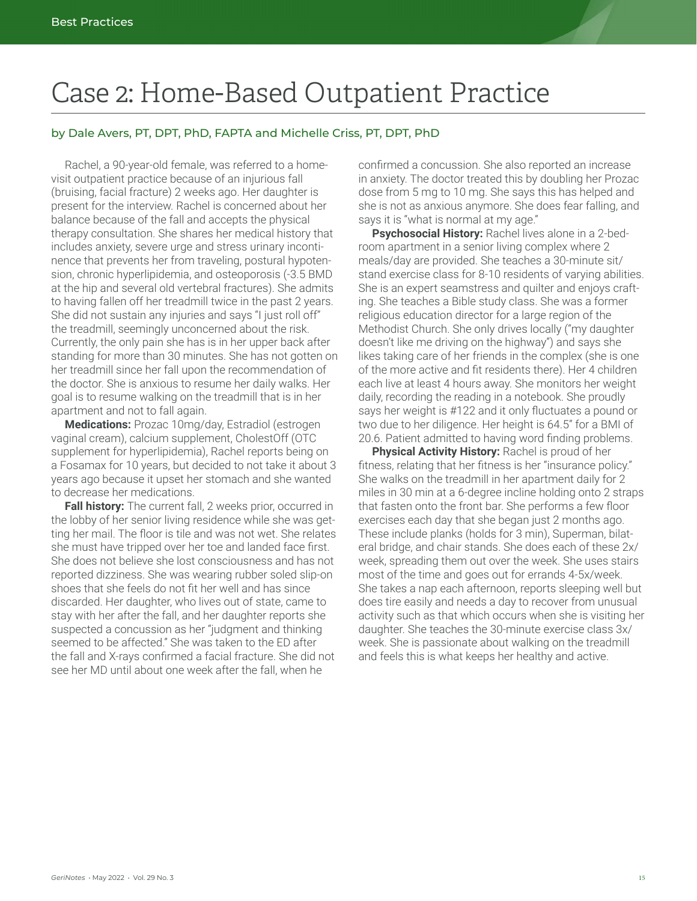# Case 2: Home-Based Outpatient Practice

by Dale Avers, PT, DPT, PhD, FAPTA and Michelle Criss, PT, DPT, PhD

Rachel, a 90-year-old female, was referred to a home-visit outpatient practice because of an injurious fall (bruising, facial fracture) 2 weeks ago. Her daughter is present for the interview. Rachel is concerned about her balance because of the fall and accepts the physical therapy consultation. She shares her medical history that includes anxiety, severe urge and stress urinary incontinence that prevents her from traveling, postural hypotension, chronic hyperlipidemia, and osteoporosis (-3.5 BMD at the hip and several old vertebral fractures). She admits to having fallen off her treadmill twice in the past 2 years. She did not sustain any injuries and says "I just roll off" the treadmill, seemingly unconcerned about the risk. Currently, the only pain she has is in her upper back after standing for more than 30 minutes. She has not gotten on her treadmill since her fall upon the recommendation of the doctor. She is anxious to resume her daily walks. Her goal is to resume walking on the treadmill that is in her apartment and not to fall again.

**Medications:** Prozac 10mg/day, Estradiol (estrogen vaginal cream), calcium supplement, CholestOff (OTC supplement for hyperlipidemia), Rachel reports being on a Fosamax for 10 years, but decided to not take it about 3 years ago because it upset her stomach and she wanted to decrease her medications.

**Fall history:** The current fall, 2 weeks prior, occurred in the lobby of her senior living residence while she was getting her mail. The floor is tile and was not wet. She relates she must have tripped over her toe and landed face first. She does not believe she lost consciousness and has not reported dizziness. She was wearing rubber soled slip-on shoes that she feels do not fit her well and has since discarded. Her daughter, who lives out of state, came to stay with her after the fall, and her daughter reports she suspected a concussion as her "judgment and thinking seemed to be affected." She was taken to the ED after the fall and X-rays confirmed a facial fracture. She did not see her MD until about one week after the fall, when he confirmed a concussion. She also reported an increase in anxiety. The doctor treated this by doubling her Prozac dose from 5 mg to 10 mg. She says this has helped and she is not as anxious anymore. She does fear falling, and says it is "what is normal at my age."

**Psychosocial History:** Rachel lives alone in a 2-bedroom apartment in a senior living complex where 2 meals/day are provided. She teaches a 30-minute sit/stand exercise class for 8-10 residents of varying abilities. She is an expert seamstress and quilter and enjoys crafting. She teaches a Bible study class. She was a former religious education director for a large region of the Methodist Church. She only drives locally ("my daughter doesn't like me driving on the highway") and says she likes taking care of her friends in the complex (she is one of the more active and fit residents there). Her 4 children each live at least 4 hours away. She monitors her weight daily, recording the reading in a notebook. She proudly says her weight is #122 and it only fluctuates a pound or two due to her diligence. Her height is 64.5" for a BMI of 20.6. Patient admitted to having word finding problems.

**Physical Activity History:** Rachel is proud of her fitness, relating that her fitness is her "insurance policy." She walks on the treadmill in her apartment daily for 2 miles in 30 min at a 6-degree incline holding onto 2 straps that fasten onto the front bar. She performs a few floor exercises each day that she began just 2 months ago. These include planks (holds for 3 min), Superman, bilateral bridge, and chair stands. She does each of these 2x/week, spreading them out over the week. She uses stairs most of the time and goes out for errands 4-5x/week. She takes a nap each afternoon, reports sleeping well but does tire easily and needs a day to recover from unusual activity such as that which occurs when she is visiting her daughter. She teaches the 30-minute exercise class 3x/week. She is passionate about walking on the treadmill and feels this is what keeps her healthy and active.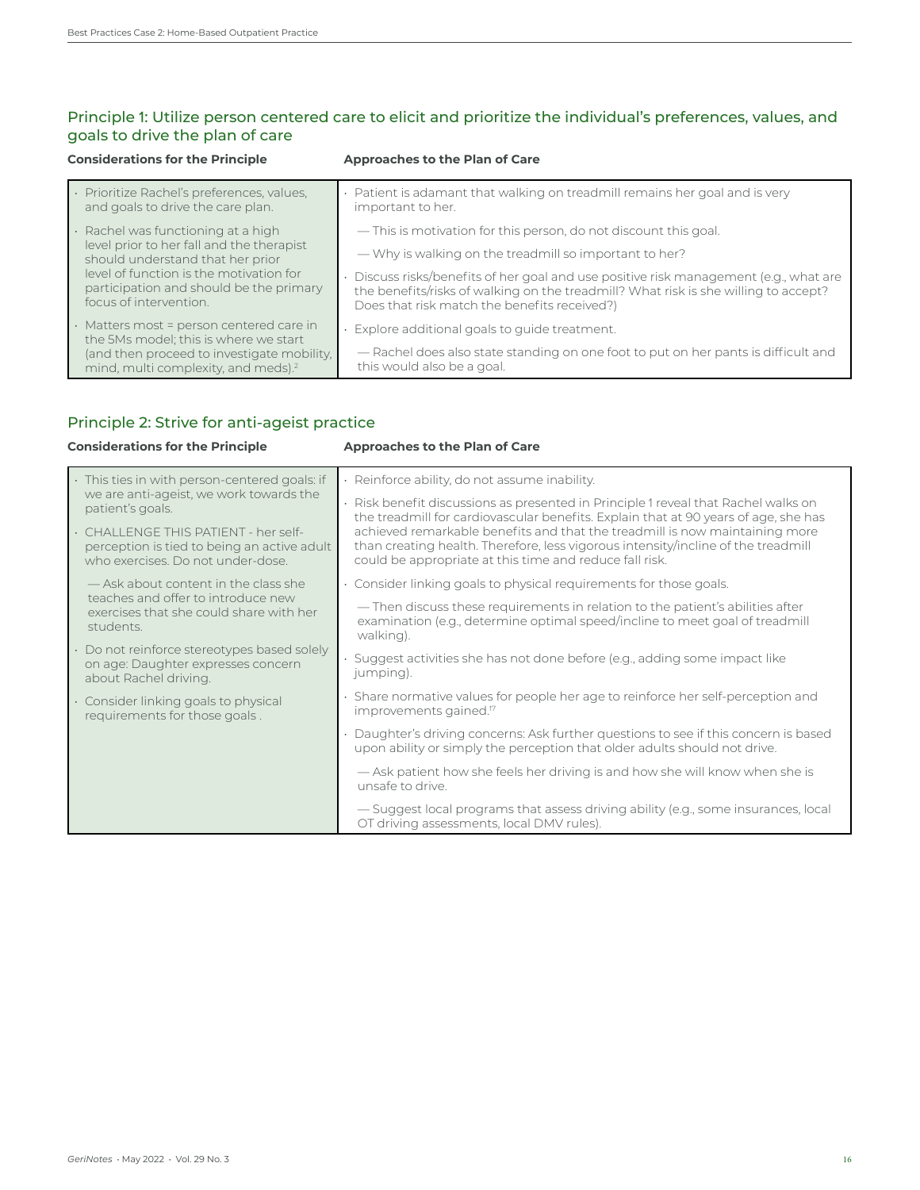## Principle 1: Utilize person centered care to elicit and prioritize the individual's preferences, values, and goals to drive the plan of care

| Considerations for the Principle | Approaches to the Plan of Care |
|---|---|
| • Prioritize Rachel's preferences, values, and goals to drive the care plan.<br><br>• Rachel was functioning at a high level prior to her fall and the therapist should understand that her prior level of function is the motivation for participation and should be the primary focus of intervention.<br><br>• Matters most = person centered care in the 5Ms model; this is where we start (and then proceed to investigate mobility, mind, multi complexity, and meds).[2] | • Patient is adamant that walking on treadmill remains her goal and is very important to her.<br><br>— This is motivation for this person, do not discount this goal.<br><br>— Why is walking on the treadmill so important to her?<br><br>• Discuss risks/benefits of her goal and use positive risk management (e.g., what are the benefits/risks of walking on the treadmill? What risk is she willing to accept? Does that risk match the benefits received?)<br><br>• Explore additional goals to guide treatment.<br><br>— Rachel does also state standing on one foot to put on her pants is difficult and this would also be a goal. |

## Principle 2: Strive for anti-ageist practice

| Considerations for the Principle | Approaches to the Plan of Care |
|---|---|
| • This ties in with person-centered goals: if we are anti-ageist, we work towards the patient's goals.<br><br>• CHALLENGE THIS PATIENT - her self-perception is tied to being an active adult who exercises. Do not under-dose.<br><br>— Ask about content in the class she teaches and offer to introduce new exercises that she could share with her students.<br><br>• Do not reinforce stereotypes based solely on age: Daughter expresses concern about Rachel driving.<br><br>• Consider linking goals to physical requirements for those goals . | • Reinforce ability, do not assume inability.<br><br>• Risk benefit discussions as presented in Principle 1 reveal that Rachel walks on the treadmill for cardiovascular benefits. Explain that at 90 years of age, she has achieved remarkable benefits and that the treadmill is now maintaining more than creating health. Therefore, less vigorous intensity/incline of the treadmill could be appropriate at this time and reduce fall risk.<br><br>• Consider linking goals to physical requirements for those goals.<br><br>— Then discuss these requirements in relation to the patient's abilities after examination (e.g., determine optimal speed/incline to meet goal of treadmill walking).<br><br>• Suggest activities she has not done before (e.g., adding some impact like jumping).<br><br>• Share normative values for people her age to reinforce her self-perception and improvements gained.[17]<br><br>• Daughter's driving concerns: Ask further questions to see if this concern is based upon ability or simply the perception that older adults should not drive.<br><br>— Ask patient how she feels her driving is and how she will know when she is unsafe to drive.<br><br>— Suggest local programs that assess driving ability (e.g., some insurances, local OT driving assessments, local DMV rules). |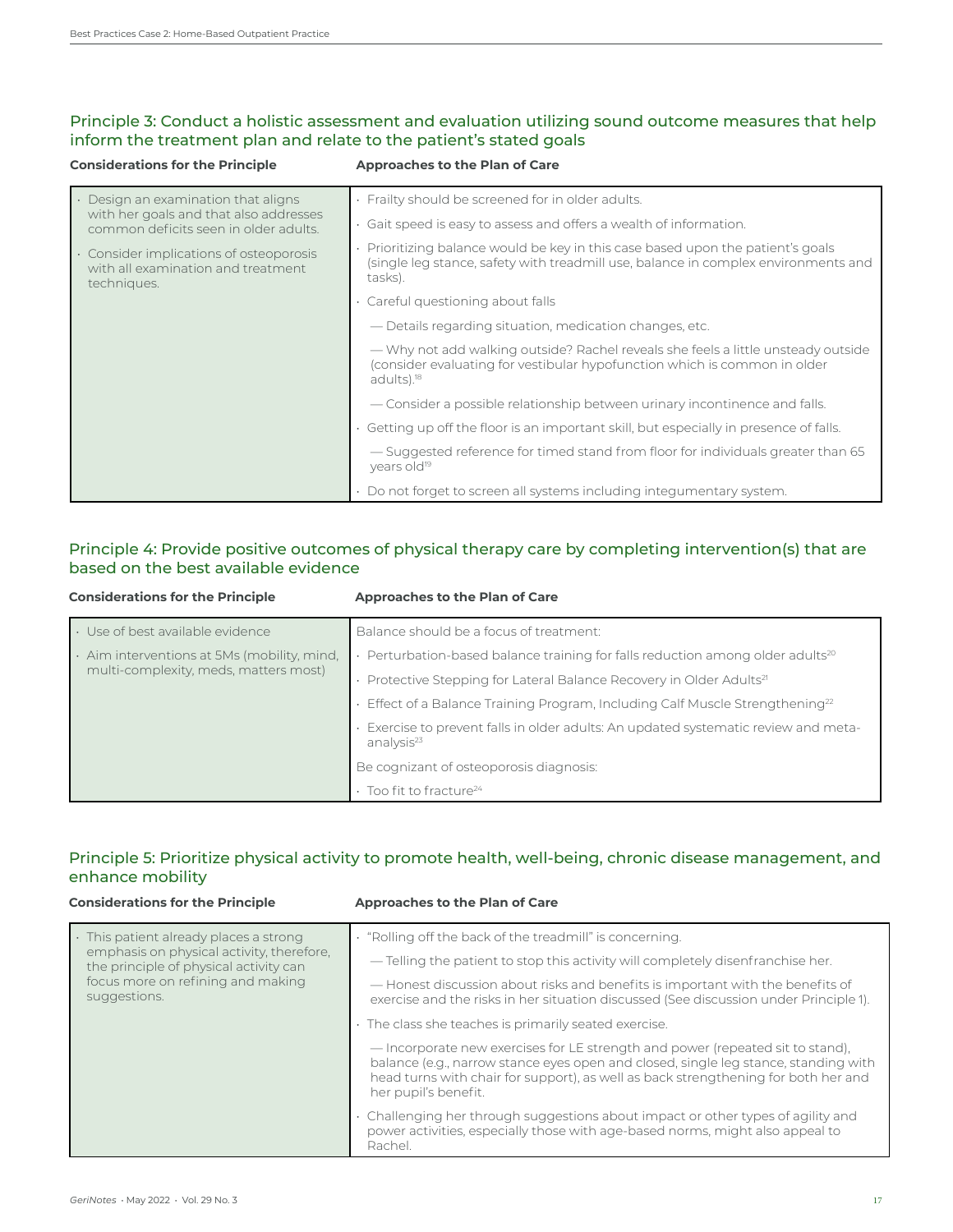## Principle 3: Conduct a holistic assessment and evaluation utilizing sound outcome measures that help inform the treatment plan and relate to the patient's stated goals

| Considerations for the Principle | Approaches to the Plan of Care |
|---|---|
| • Design an examination that aligns with her goals and that also addresses common deficits seen in older adults.<br>• Consider implications of osteoporosis with all examination and treatment techniques. | • Frailty should be screened for in older adults.<br>• Gait speed is easy to assess and offers a wealth of information.<br>• Prioritizing balance would be key in this case based upon the patient's goals (single leg stance, safety with treadmill use, balance in complex environments and tasks).<br>• Careful questioning about falls<br>— Details regarding situation, medication changes, etc.<br>— Why not add walking outside? Rachel reveals she feels a little unsteady outside (consider evaluating for vestibular hypofunction which is common in older adults).[18]<br>— Consider a possible relationship between urinary incontinence and falls.<br>• Getting up off the floor is an important skill, but especially in presence of falls.<br>— Suggested reference for timed stand from floor for individuals greater than 65 years old[19]<br>• Do not forget to screen all systems including integumentary system. |

## Principle 4: Provide positive outcomes of physical therapy care by completing intervention(s) that are based on the best available evidence

| Considerations for the Principle | Approaches to the Plan of Care |
|---|---|
| • Use of best available evidence<br>• Aim interventions at 5Ms (mobility, mind, multi-complexity, meds, matters most) | Balance should be a focus of treatment:<br>• Perturbation-based balance training for falls reduction among older adults[20]<br>• Protective Stepping for Lateral Balance Recovery in Older Adults[21]<br>• Effect of a Balance Training Program, Including Calf Muscle Strengthening[22]<br>• Exercise to prevent falls in older adults: An updated systematic review and meta-analysis[23]<br>Be cognizant of osteoporosis diagnosis:<br>• Too fit to fracture[24] |

## Principle 5: Prioritize physical activity to promote health, well-being, chronic disease management, and enhance mobility

| Considerations for the Principle | Approaches to the Plan of Care |
|---|---|
| • This patient already places a strong emphasis on physical activity, therefore, the principle of physical activity can focus more on refining and making suggestions. | • "Rolling off the back of the treadmill" is concerning.<br>— Telling the patient to stop this activity will completely disenfranchise her.<br>— Honest discussion about risks and benefits is important with the benefits of exercise and the risks in her situation discussed (See discussion under Principle 1).<br>• The class she teaches is primarily seated exercise.<br>— Incorporate new exercises for LE strength and power (repeated sit to stand), balance (e.g., narrow stance eyes open and closed, single leg stance, standing with head turns with chair for support), as well as back strengthening for both her and her pupil's benefit.<br>• Challenging her through suggestions about impact or other types of agility and power activities, especially those with age-based norms, might also appeal to Rachel. |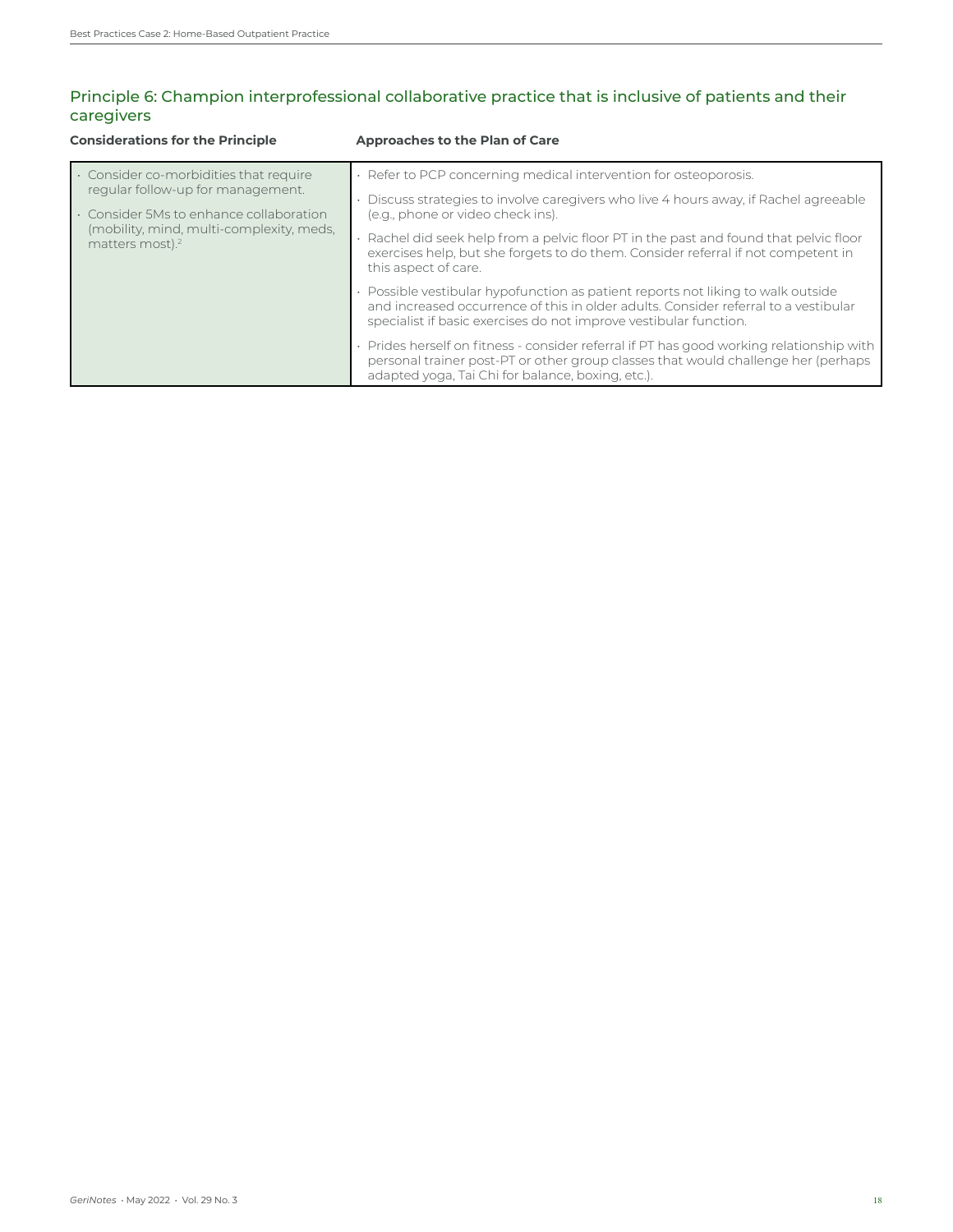## Principle 6: Champion interprofessional collaborative practice that is inclusive of patients and their caregivers

| Considerations for the Principle | Approaches to the Plan of Care |
|---|---|
| • Consider co-morbidities that require regular follow-up for management.<br>• Consider 5Ms to enhance collaboration (mobility, mind, multi-complexity, meds, matters most).[2] | • Refer to PCP concerning medical intervention for osteoporosis.<br>• Discuss strategies to involve caregivers who live 4 hours away, if Rachel agreeable (e.g., phone or video check ins).<br>• Rachel did seek help from a pelvic floor PT in the past and found that pelvic floor exercises help, but she forgets to do them. Consider referral if not competent in this aspect of care.<br>• Possible vestibular hypofunction as patient reports not liking to walk outside and increased occurrence of this in older adults. Consider referral to a vestibular specialist if basic exercises do not improve vestibular function.<br>• Prides herself on fitness - consider referral if PT has good working relationship with personal trainer post-PT or other group classes that would challenge her (perhaps adapted yoga, Tai Chi for balance, boxing, etc.). |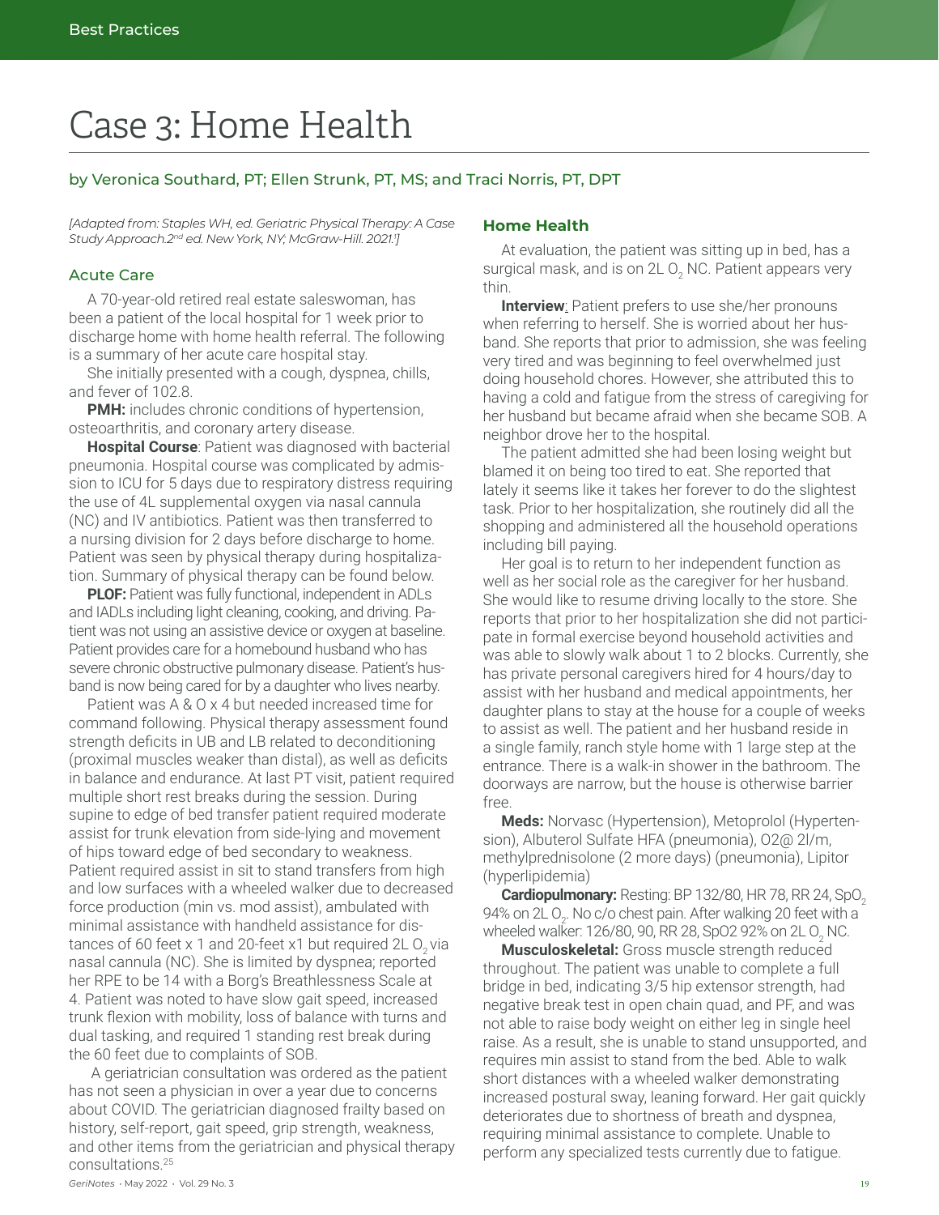# Case 3: Home Health

### by Veronica Southard, PT; Ellen Strunk, PT, MS; and Traci Norris, PT, DPT

*[Adapted from: Staples WH, ed. Geriatric Physical Therapy: A Case Study Approach.2nd ed. New York, NY; McGraw-Hill. 2021.[1]]*

## Acute Care

A 70-year-old retired real estate saleswoman, has been a patient of the local hospital for 1 week prior to discharge home with home health referral. The following is a summary of her acute care hospital stay.

She initially presented with a cough, dyspnea, chills, and fever of 102.8.

**PMH:** includes chronic conditions of hypertension, osteoarthritis, and coronary artery disease.

**Hospital Course**: Patient was diagnosed with bacterial pneumonia. Hospital course was complicated by admission to ICU for 5 days due to respiratory distress requiring the use of 4L supplemental oxygen via nasal cannula (NC) and IV antibiotics. Patient was then transferred to a nursing division for 2 days before discharge to home. Patient was seen by physical therapy during hospitalization. Summary of physical therapy can be found below.

**PLOF:** Patient was fully functional, independent in ADLs and IADLs including light cleaning, cooking, and driving. Patient was not using an assistive device or oxygen at baseline. Patient provides care for a homebound husband who has severe chronic obstructive pulmonary disease. Patient's husband is now being cared for by a daughter who lives nearby.

Patient was A & O x 4 but needed increased time for command following. Physical therapy assessment found strength deficits in UB and LB related to deconditioning (proximal muscles weaker than distal), as well as deficits in balance and endurance. At last PT visit, patient required multiple short rest breaks during the session. During supine to edge of bed transfer patient required moderate assist for trunk elevation from side-lying and movement of hips toward edge of bed secondary to weakness. Patient required assist in sit to stand transfers from high and low surfaces with a wheeled walker due to decreased force production (min vs. mod assist), ambulated with minimal assistance with handheld assistance for distances of 60 feet x 1 and 20-feet x1 but required 2L $O_2$ via nasal cannula (NC). She is limited by dyspnea; reported her RPE to be 14 with a Borg's Breathlessness Scale at 4. Patient was noted to have slow gait speed, increased trunk flexion with mobility, loss of balance with turns and dual tasking, and required 1 standing rest break during the 60 feet due to complaints of SOB.

A geriatrician consultation was ordered as the patient has not seen a physician in over a year due to concerns about COVID. The geriatrician diagnosed frailty based on history, self-report, gait speed, grip strength, weakness, and other items from the geriatrician and physical therapy consultations.[25]

## Home Health

At evaluation, the patient was sitting up in bed, has a surgical mask, and is on 2L $O_2$ NC. Patient appears very thin.

**Interview**: Patient prefers to use she/her pronouns when referring to herself. She is worried about her husband. She reports that prior to admission, she was feeling very tired and was beginning to feel overwhelmed just doing household chores. However, she attributed this to having a cold and fatigue from the stress of caregiving for her husband but became afraid when she became SOB. A neighbor drove her to the hospital.

The patient admitted she had been losing weight but blamed it on being too tired to eat. She reported that lately it seems like it takes her forever to do the slightest task. Prior to her hospitalization, she routinely did all the shopping and administered all the household operations including bill paying.

Her goal is to return to her independent function as well as her social role as the caregiver for her husband. She would like to resume driving locally to the store. She reports that prior to her hospitalization she did not participate in formal exercise beyond household activities and was able to slowly walk about 1 to 2 blocks. Currently, she has private personal caregivers hired for 4 hours/day to assist with her husband and medical appointments, her daughter plans to stay at the house for a couple of weeks to assist as well. The patient and her husband reside in a single family, ranch style home with 1 large step at the entrance. There is a walk-in shower in the bathroom. The doorways are narrow, but the house is otherwise barrier free.

**Meds:** Norvasc (Hypertension), Metoprolol (Hypertension), Albuterol Sulfate HFA (pneumonia), O2@ 2l/m, methylprednisolone (2 more days) (pneumonia), Lipitor (hyperlipidemia)

**Cardiopulmonary:** Resting: BP 132/80, HR 78, RR 24, $SpO_2$ 94% on 2L $O_2$. No c/o chest pain. After walking 20 feet with a wheeled walker: 126/80, 90, RR 28, SpO2 92% on 2L $O_2$ NC.

**Musculoskeletal:** Gross muscle strength reduced throughout. The patient was unable to complete a full bridge in bed, indicating 3/5 hip extensor strength, had negative break test in open chain quad, and PF, and was not able to raise body weight on either leg in single heel raise. As a result, she is unable to stand unsupported, and requires min assist to stand from the bed. Able to walk short distances with a wheeled walker demonstrating increased postural sway, leaning forward. Her gait quickly deteriorates due to shortness of breath and dyspnea, requiring minimal assistance to complete. Unable to perform any specialized tests currently due to fatigue.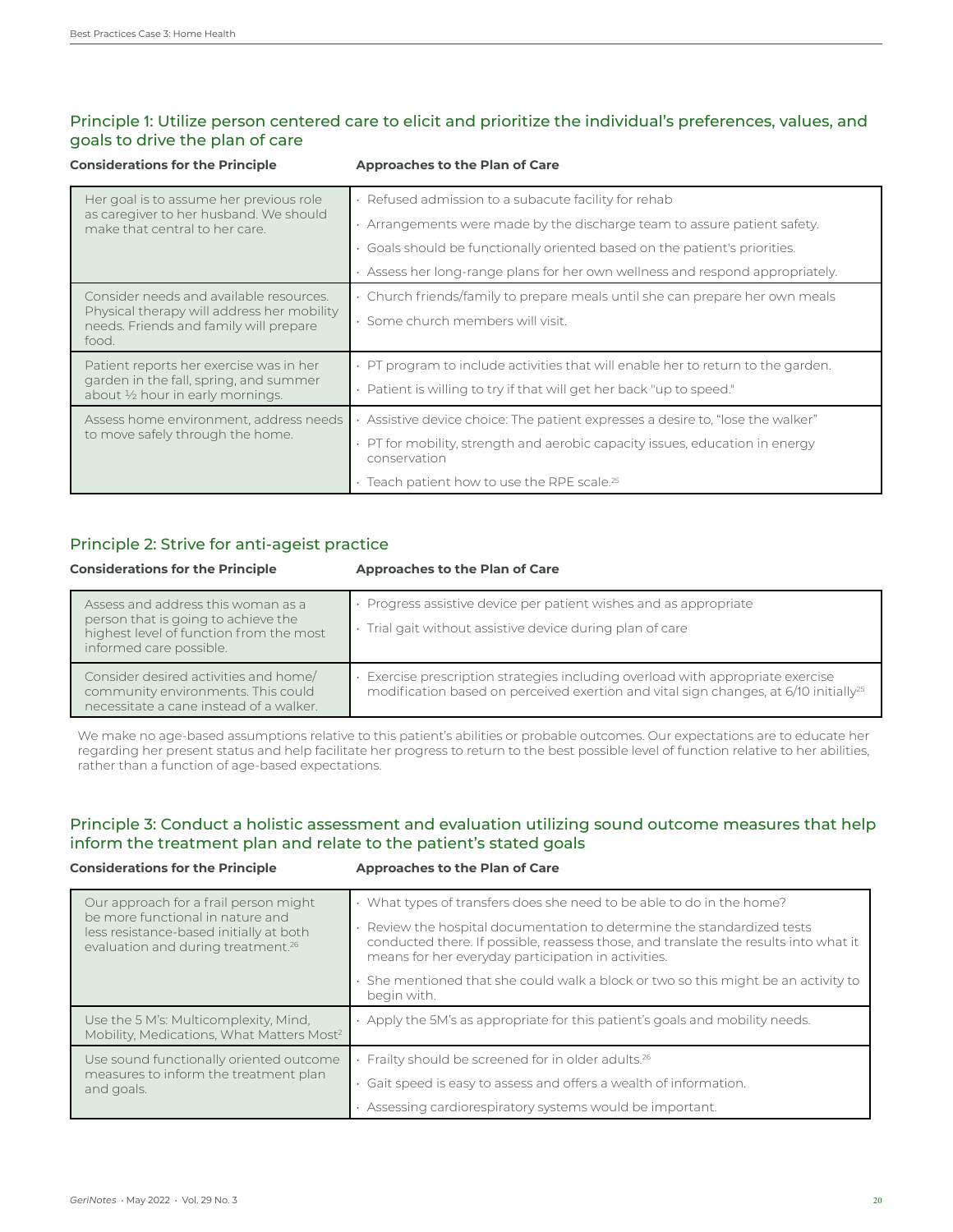## Principle 1: Utilize person centered care to elicit and prioritize the individual's preferences, values, and goals to drive the plan of care

| Considerations for the Principle | Approaches to the Plan of Care |
| --- | --- |
| Her goal is to assume her previous role as caregiver to her husband. We should make that central to her care. | · Refused admission to a subacute facility for rehab<br>· Arrangements were made by the discharge team to assure patient safety.<br>· Goals should be functionally oriented based on the patient's priorities.<br>· Assess her long-range plans for her own wellness and respond appropriately. |
| Consider needs and available resources. Physical therapy will address her mobility needs. Friends and family will prepare food. | · Church friends/family to prepare meals until she can prepare her own meals<br>· Some church members will visit. |
| Patient reports her exercise was in her garden in the fall, spring, and summer about ½ hour in early mornings. | · PT program to include activities that will enable her to return to the garden.<br>· Patient is willing to try if that will get her back "up to speed." |
| Assess home environment, address needs to move safely through the home. | · Assistive device choice: The patient expresses a desire to, "lose the walker"<br>· PT for mobility, strength and aerobic capacity issues, education in energy conservation<br>· Teach patient how to use the RPE scale.[25] |

## Principle 2: Strive for anti-ageist practice

| Considerations for the Principle | Approaches to the Plan of Care |
| --- | --- |
| Assess and address this woman as a person that is going to achieve the highest level of function from the most informed care possible. | · Progress assistive device per patient wishes and as appropriate<br>· Trial gait without assistive device during plan of care |
| Consider desired activities and home/community environments. This could necessitate a cane instead of a walker. | · Exercise prescription strategies including overload with appropriate exercise modification based on perceived exertion and vital sign changes, at 6/10 initially[25] |

We make no age-based assumptions relative to this patient's abilities or probable outcomes. Our expectations are to educate her regarding her present status and help facilitate her progress to return to the best possible level of function relative to her abilities, rather than a function of age-based expectations.

## Principle 3: Conduct a holistic assessment and evaluation utilizing sound outcome measures that help inform the treatment plan and relate to the patient's stated goals

| Considerations for the Principle | Approaches to the Plan of Care |
| --- | --- |
| Our approach for a frail person might be more functional in nature and less resistance-based initially at both evaluation and during treatment.[26] | · What types of transfers does she need to be able to do in the home?<br>· Review the hospital documentation to determine the standardized tests conducted there. If possible, reassess those, and translate the results into what it means for her everyday participation in activities.<br>· She mentioned that she could walk a block or two so this might be an activity to begin with. |
| Use the 5 M's: Multicomplexity, Mind, Mobility, Medications, What Matters Most[2] | · Apply the 5M's as appropriate for this patient's goals and mobility needs. |
| Use sound functionally oriented outcome measures to inform the treatment plan and goals. | · Frailty should be screened for in older adults.[26]<br>· Gait speed is easy to assess and offers a wealth of information.<br>· Assessing cardiorespiratory systems would be important. |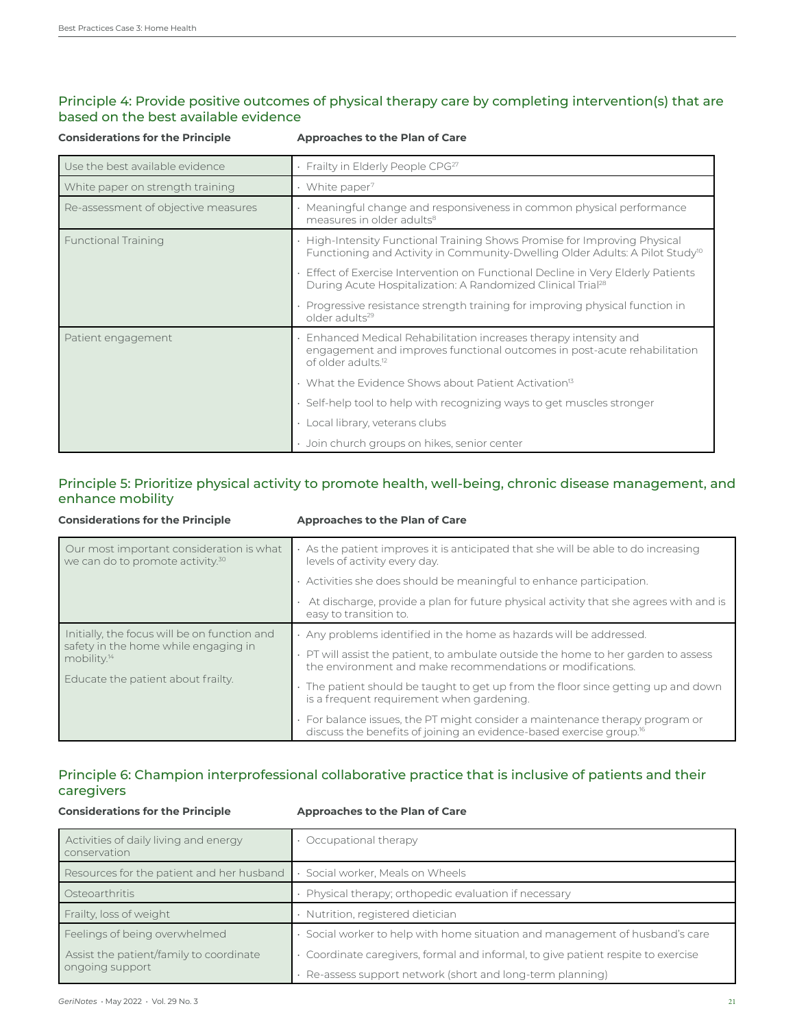### Principle 4: Provide positive outcomes of physical therapy care by completing intervention(s) that are based on the best available evidence

| Considerations for the Principle | Approaches to the Plan of Care |
|---|---|
| Use the best available evidence | • Frailty in Elderly People CPG[27] |
| White paper on strength training | • White paper[7] |
| Re-assessment of objective measures | • Meaningful change and responsiveness in common physical performance measures in older adults[8] |
| Functional Training | • High-Intensity Functional Training Shows Promise for Improving Physical Functioning and Activity in Community-Dwelling Older Adults: A Pilot Study[10] |
| | • Effect of Exercise Intervention on Functional Decline in Very Elderly Patients During Acute Hospitalization: A Randomized Clinical Trial[28] |
| | • Progressive resistance strength training for improving physical function in older adults[29] |
| Patient engagement | • Enhanced Medical Rehabilitation increases therapy intensity and engagement and improves functional outcomes in post-acute rehabilitation of older adults.[12] |
| | • What the Evidence Shows about Patient Activation[13] |
| | • Self-help tool to help with recognizing ways to get muscles stronger |
| | • Local library, veterans clubs |
| | • Join church groups on hikes, senior center |

### Principle 5: Prioritize physical activity to promote health, well-being, chronic disease management, and enhance mobility

| Considerations for the Principle | Approaches to the Plan of Care |
|---|---|
| Our most important consideration is what we can do to promote activity.[30] | • As the patient improves it is anticipated that she will be able to do increasing levels of activity every day. |
| | • Activities she does should be meaningful to enhance participation. |
| | • At discharge, provide a plan for future physical activity that she agrees with and is easy to transition to. |
| Initially, the focus will be on function and safety in the home while engaging in mobility.[14] | • Any problems identified in the home as hazards will be addressed. |
| Educate the patient about frailty. | • PT will assist the patient, to ambulate outside the home to her garden to assess the environment and make recommendations or modifications. |
| | • The patient should be taught to get up from the floor since getting up and down is a frequent requirement when gardening. |
| | • For balance issues, the PT might consider a maintenance therapy program or discuss the benefits of joining an evidence-based exercise group.[16] |

### Principle 6: Champion interprofessional collaborative practice that is inclusive of patients and their caregivers

| Considerations for the Principle | Approaches to the Plan of Care |
|---|---|
| Activities of daily living and energy conservation | • Occupational therapy |
| Resources for the patient and her husband | • Social worker, Meals on Wheels |
| Osteoarthritis | • Physical therapy; orthopedic evaluation if necessary |
| Frailty, loss of weight | • Nutrition, registered dietician |
| Feelings of being overwhelmed | • Social worker to help with home situation and management of husband's care |
| Assist the patient/family to coordinate ongoing support | • Coordinate caregivers, formal and informal, to give patient respite to exercise |
| | • Re-assess support network (short and long-term planning) |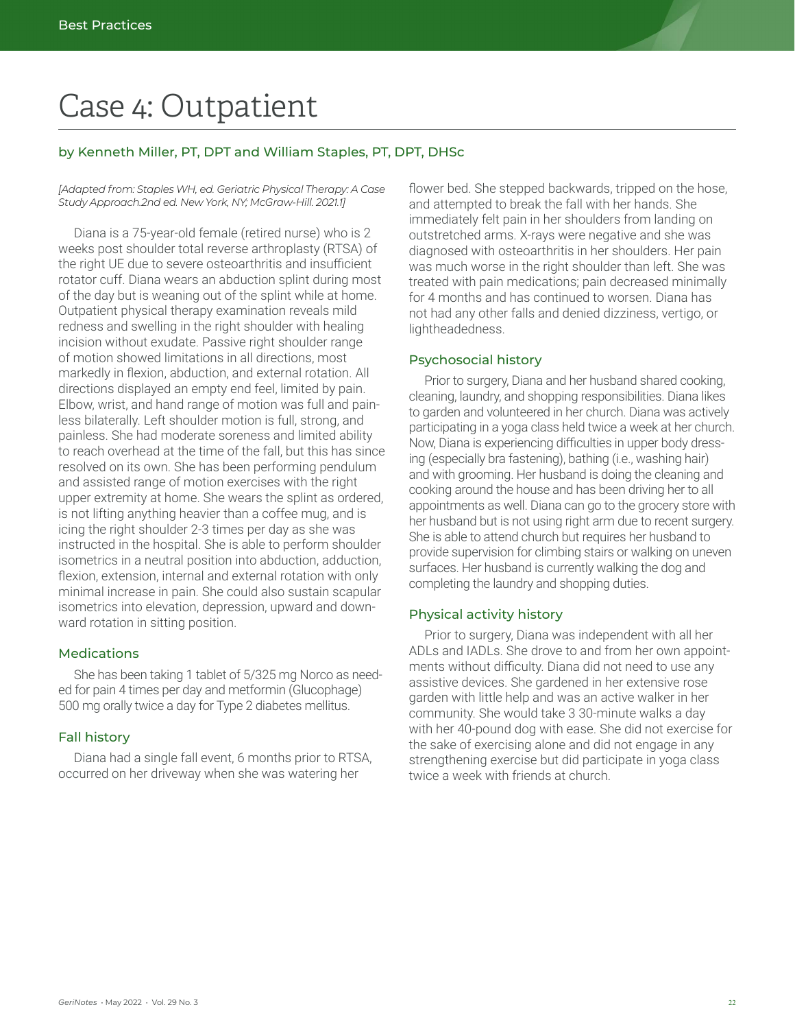# Case 4: Outpatient

### by Kenneth Miller, PT, DPT and William Staples, PT, DPT, DHSc

*[Adapted from: Staples WH, ed. Geriatric Physical Therapy: A Case Study Approach.2nd ed. New York, NY; McGraw-Hill. 2021.1]*

Diana is a 75-year-old female (retired nurse) who is 2 weeks post shoulder total reverse arthroplasty (RTSA) of the right UE due to severe osteoarthritis and insufficient rotator cuff. Diana wears an abduction splint during most of the day but is weaning out of the splint while at home. Outpatient physical therapy examination reveals mild redness and swelling in the right shoulder with healing incision without exudate. Passive right shoulder range of motion showed limitations in all directions, most markedly in flexion, abduction, and external rotation. All directions displayed an empty end feel, limited by pain. Elbow, wrist, and hand range of motion was full and painless bilaterally. Left shoulder motion is full, strong, and painless. She had moderate soreness and limited ability to reach overhead at the time of the fall, but this has since resolved on its own. She has been performing pendulum and assisted range of motion exercises with the right upper extremity at home. She wears the splint as ordered, is not lifting anything heavier than a coffee mug, and is icing the right shoulder 2-3 times per day as she was instructed in the hospital. She is able to perform shoulder isometrics in a neutral position into abduction, adduction, flexion, extension, internal and external rotation with only minimal increase in pain. She could also sustain scapular isometrics into elevation, depression, upward and downward rotation in sitting position.

## Medications

She has been taking 1 tablet of 5/325 mg Norco as needed for pain 4 times per day and metformin (Glucophage) 500 mg orally twice a day for Type 2 diabetes mellitus.

## Fall history

Diana had a single fall event, 6 months prior to RTSA, occurred on her driveway when she was watering her flower bed. She stepped backwards, tripped on the hose, and attempted to break the fall with her hands. She immediately felt pain in her shoulders from landing on outstretched arms. X-rays were negative and she was diagnosed with osteoarthritis in her shoulders. Her pain was much worse in the right shoulder than left. She was treated with pain medications; pain decreased minimally for 4 months and has continued to worsen. Diana has not had any other falls and denied dizziness, vertigo, or lightheadedness.

## Psychosocial history

Prior to surgery, Diana and her husband shared cooking, cleaning, laundry, and shopping responsibilities. Diana likes to garden and volunteered in her church. Diana was actively participating in a yoga class held twice a week at her church. Now, Diana is experiencing difficulties in upper body dressing (especially bra fastening), bathing (i.e., washing hair) and with grooming. Her husband is doing the cleaning and cooking around the house and has been driving her to all appointments as well. Diana can go to the grocery store with her husband but is not using right arm due to recent surgery. She is able to attend church but requires her husband to provide supervision for climbing stairs or walking on uneven surfaces. Her husband is currently walking the dog and completing the laundry and shopping duties.

## Physical activity history

Prior to surgery, Diana was independent with all her ADLs and IADLs. She drove to and from her own appointments without difficulty. Diana did not need to use any assistive devices. She gardened in her extensive rose garden with little help and was an active walker in her community. She would take 3 30-minute walks a day with her 40-pound dog with ease. She did not exercise for the sake of exercising alone and did not engage in any strengthening exercise but did participate in yoga class twice a week with friends at church.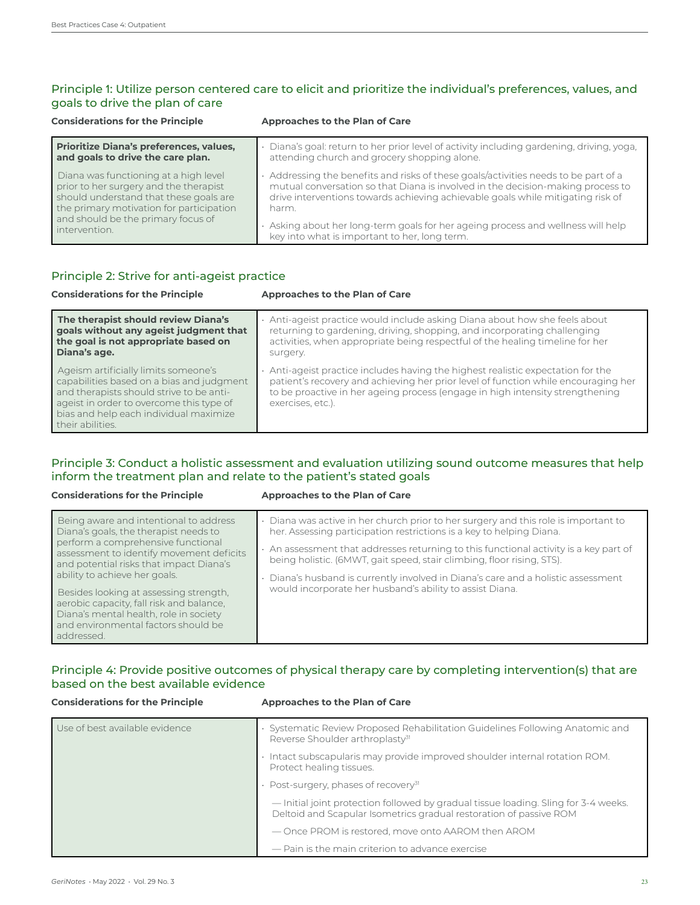## Principle 1: Utilize person centered care to elicit and prioritize the individual's preferences, values, and goals to drive the plan of care

| Considerations for the Principle | Approaches to the Plan of Care |
|---|---|
| **Prioritize Diana's preferences, values, and goals to drive the care plan.**<br><br>Diana was functioning at a high level prior to her surgery and the therapist should understand that these goals are the primary motivation for participation and should be the primary focus of intervention. | • Diana's goal: return to her prior level of activity including gardening, driving, yoga, attending church and grocery shopping alone.<br>• Addressing the benefits and risks of these goals/activities needs to be part of a mutual conversation so that Diana is involved in the decision-making process to drive interventions towards achieving achievable goals while mitigating risk of harm.<br>• Asking about her long-term goals for her ageing process and wellness will help key into what is important to her, long term. |

## Principle 2: Strive for anti-ageist practice

| Considerations for the Principle | Approaches to the Plan of Care |
|---|---|
| **The therapist should review Diana's goals without any ageist judgment that the goal is not appropriate based on Diana's age.**<br><br>Ageism artificially limits someone's capabilities based on a bias and judgment and therapists should strive to be anti-ageist in order to overcome this type of bias and help each individual maximize their abilities. | • Anti-ageist practice would include asking Diana about how she feels about returning to gardening, driving, shopping, and incorporating challenging activities, when appropriate being respectful of the healing timeline for her surgery.<br>• Anti-ageist practice includes having the highest realistic expectation for the patient's recovery and achieving her prior level of function while encouraging her to be proactive in her ageing process (engage in high intensity strengthening exercises, etc.). |

## Principle 3: Conduct a holistic assessment and evaluation utilizing sound outcome measures that help inform the treatment plan and relate to the patient's stated goals

| Considerations for the Principle | Approaches to the Plan of Care |
|---|---|
| Being aware and intentional to address Diana's goals, the therapist needs to perform a comprehensive functional assessment to identify movement deficits and potential risks that impact Diana's ability to achieve her goals.<br><br>Besides looking at assessing strength, aerobic capacity, fall risk and balance, Diana's mental health, role in society and environmental factors should be addressed. | • Diana was active in her church prior to her surgery and this role is important to her. Assessing participation restrictions is a key to helping Diana.<br>• An assessment that addresses returning to this functional activity is a key part of being holistic. (6MWT, gait speed, stair climbing, floor rising, STS).<br>• Diana's husband is currently involved in Diana's care and a holistic assessment would incorporate her husband's ability to assist Diana. |

## Principle 4: Provide positive outcomes of physical therapy care by completing intervention(s) that are based on the best available evidence

| Considerations for the Principle | Approaches to the Plan of Care |
|---|---|
| Use of best available evidence | • Systematic Review Proposed Rehabilitation Guidelines Following Anatomic and Reverse Shoulder arthroplasty[31]<br>• Intact subscapularis may provide improved shoulder internal rotation ROM. Protect healing tissues.<br>• Post-surgery, phases of recovery[31]<br>— Initial joint protection followed by gradual tissue loading. Sling for 3-4 weeks. Deltoid and Scapular Isometrics gradual restoration of passive ROM<br>— Once PROM is restored, move onto AAROM then AROM<br>— Pain is the main criterion to advance exercise |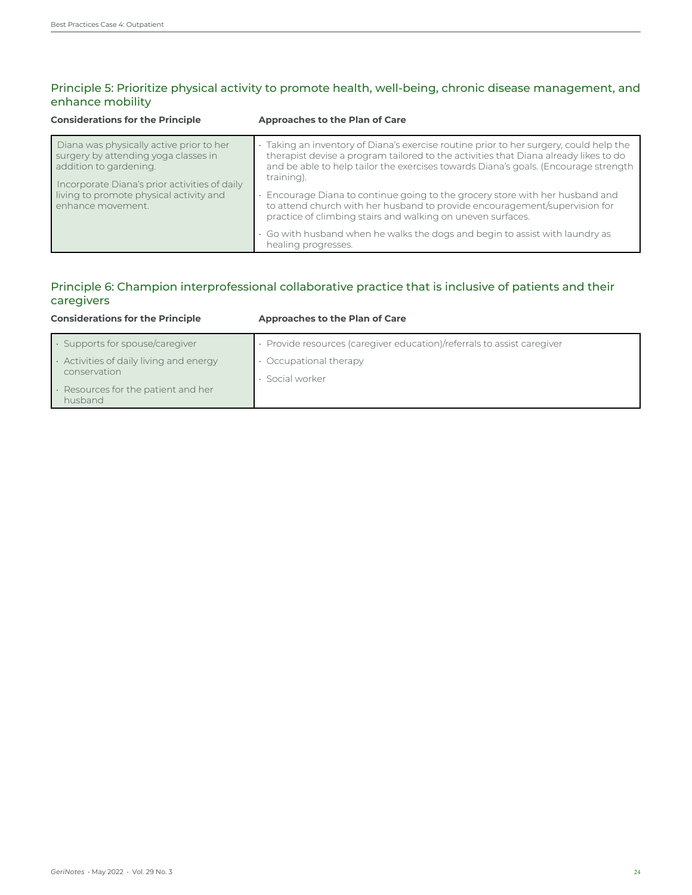## Principle 5: Prioritize physical activity to promote health, well-being, chronic disease management, and enhance mobility

| Considerations for the Principle | Approaches to the Plan of Care |
|---|---|
| Diana was physically active prior to her surgery by attending yoga classes in addition to gardening.<br><br>Incorporate Diana's prior activities of daily living to promote physical activity and enhance movement. | • Taking an inventory of Diana's exercise routine prior to her surgery, could help the therapist devise a program tailored to the activities that Diana already likes to do and be able to help tailor the exercises towards Diana's goals. (Encourage strength training).<br><br>• Encourage Diana to continue going to the grocery store with her husband and to attend church with her husband to provide encouragement/supervision for practice of climbing stairs and walking on uneven surfaces.<br><br>• Go with husband when he walks the dogs and begin to assist with laundry as healing progresses. |

## Principle 6: Champion interprofessional collaborative practice that is inclusive of patients and their caregivers

| Considerations for the Principle | Approaches to the Plan of Care |
|---|---|
| • Supports for spouse/caregiver<br><br>• Activities of daily living and energy conservation<br><br>• Resources for the patient and her husband | • Provide resources (caregiver education)/referrals to assist caregiver<br><br>• Occupational therapy<br><br>• Social worker |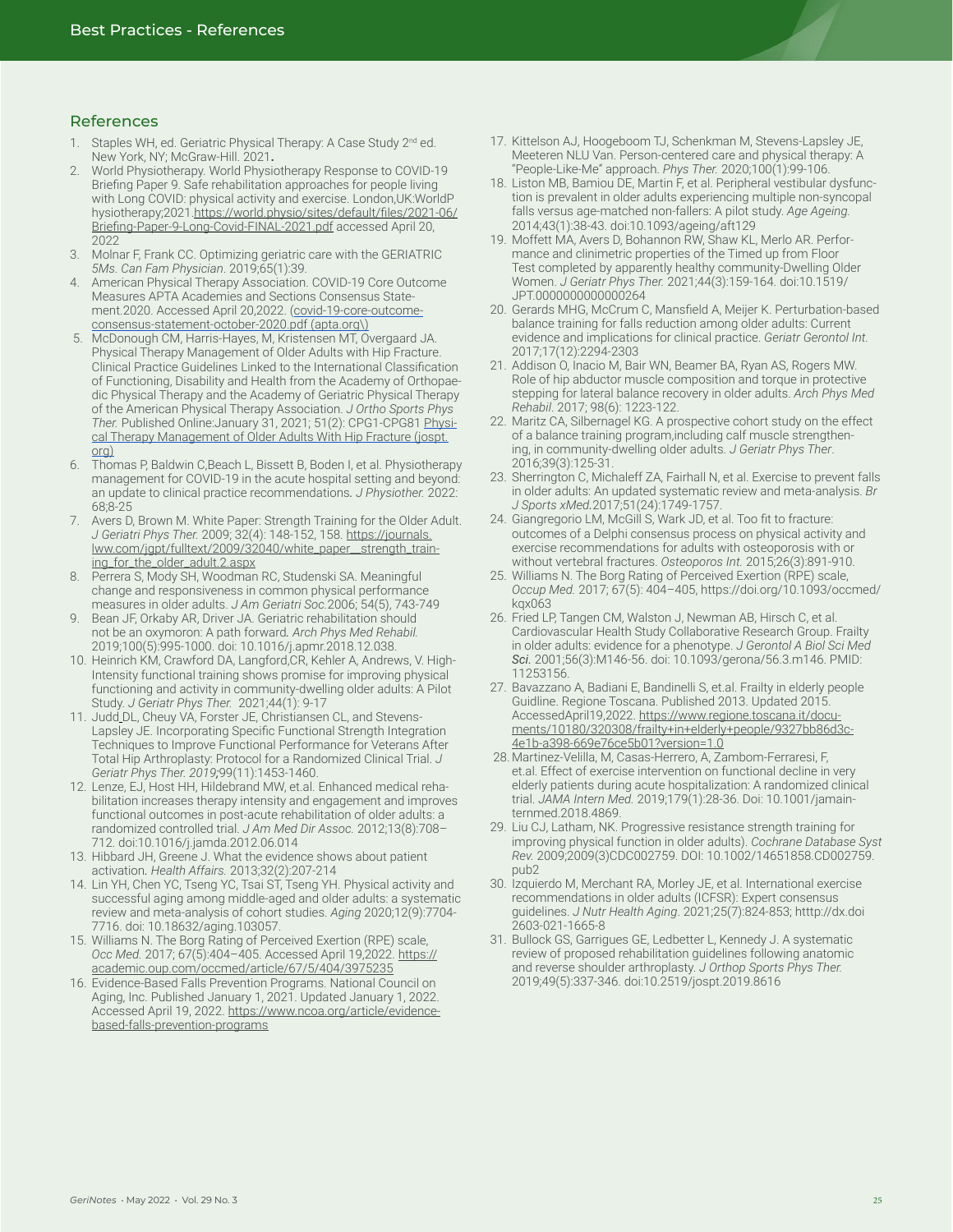## References

1. Staples WH, ed. Geriatric Physical Therapy: A Case Study 2nd ed. New York, NY; McGraw-Hill. 2021**.**
2. World Physiotherapy. World Physiotherapy Response to COVID-19 Briefing Paper 9. Safe rehabilitation approaches for people living with Long COVID: physical activity and exercise. London,UK:WorldP hysiotherapy;2021.https://world.physio/sites/default/files/2021-06/Briefing-Paper-9-Long-Covid-FINAL-2021.pdf accessed April 20, 2022
3. Molnar F, Frank CC. Optimizing geriatric care with the GERIATRIC *5Ms. Can Fam Physician*. 2019;65(1):39.
4. American Physical Therapy Association. COVID-19 Core Outcome Measures APTA Academies and Sections Consensus Statement.2020. Accessed April 20,2022. (covid-19-core-outcome-consensus-statement-october-2020.pdf (apta.org))
5. McDonough CM, Harris-Hayes, M, Kristensen MT, Overgaard JA. Physical Therapy Management of Older Adults with Hip Fracture. Clinical Practice Guidelines Linked to the International Classification of Functioning, Disability and Health from the Academy of Orthopaedic Physical Therapy and the Academy of Geriatric Physical Therapy of the American Physical Therapy Association. *J Ortho Sports Phys Ther.* Published Online:January 31, 2021; 51(2): CPG1-CPG81 Physical Therapy Management of Older Adults With Hip Fracture (jospt.org)
6. Thomas P, Baldwin C,Beach L, Bissett B, Boden I, et al. Physiotherapy management for COVID-19 in the acute hospital setting and beyond: an update to clinical practice recommendations*. J Physiother.* 2022: 68;8-25
7. Avers D, Brown M. White Paper: Strength Training for the Older Adult. *J Geriatri Phys Ther.* 2009; 32(4): 148-152, 158. https://journals.lww.com/jgpt/fulltext/2009/32040/white_paper__strength_training_for_the_older_adult.2.aspx
8. Perrera S, Mody SH, Woodman RC, Studenski SA. Meaningful change and responsiveness in common physical performance measures in older adults. *J Am Geriatr Soc.*2006; 54(5), 743-749
9. Bean JF, Orkaby AR, Driver JA. Geriatric rehabilitation should not be an oxymoron: A path forward*. Arch Phys Med Rehabil.* 2019;100(5):995-1000. doi: 10.1016/j.apmr.2018.12.038.
10. Heinrich KM, Crawford DA, Langford,CR, Kehler A, Andrews, V. High-Intensity functional training shows promise for improving physical functioning and activity in community-dwelling older adults: A Pilot Study. *J Geriatr Phys Ther.* 2021;44(1): 9-17
11. Judd DL, Cheuy VA, Forster JE, Christiansen CL, and Stevens-Lapsley JE. Incorporating Specific Functional Strength Integration Techniques to Improve Functional Performance for Veterans After Total Hip Arthroplasty: Protocol for a Randomized Clinical Trial. *J Geriatr Phys Ther. 2019;*99(11):1453-1460.
12. Lenze, EJ, Host HH, Hildebrand MW, et.al. Enhanced medical rehabilitation increases therapy intensity and engagement and improves functional outcomes in post-acute rehabilitation of older adults: a randomized controlled trial. *J Am Med Dir Assoc.* 2012;13(8):708–712. doi:10.1016/j.jamda.2012.06.014
13. Hibbard JH, Greene J. What the evidence shows about patient activation*. Health Affairs.* 2013;32(2):207-214
14. Lin YH, Chen YC, Tseng YC, Tsai ST, Tseng YH. Physical activity and successful aging among middle-aged and older adults: a systematic review and meta-analysis of cohort studies. *Aging* 2020;12(9):7704-7716. doi: 10.18632/aging.103057.
15. Williams N. The Borg Rating of Perceived Exertion (RPE) scale, *Occ Med.* 2017; 67(5):404–405. Accessed April 19,2022. https://academic.oup.com/occmed/article/67/5/404/3975235
16. Evidence-Based Falls Prevention Programs. National Council on Aging, Inc. Published January 1, 2021. Updated January 1, 2022. Accessed April 19, 2022. https://www.ncoa.org/article/evidence-based-falls-prevention-programs
17. Kittelson AJ, Hoogeboom TJ, Schenkman M, Stevens-Lapsley JE, Meeteren NLU Van. Person-centered care and physical therapy: A "People-Like-Me" approach. *Phys Ther.* 2020;100(1):99-106.
18. Liston MB, Bamiou DE, Martin F, et al. Peripheral vestibular dysfunction is prevalent in older adults experiencing multiple non-syncopal falls versus age-matched non-fallers: A pilot study. *Age Ageing.* 2014;43(1):38-43. doi:10.1093/ageing/aft129
19. Moffett MA, Avers D, Bohannon RW, Shaw KL, Merlo AR. Performance and clinimetric properties of the Timed up from Floor Test completed by apparently healthy community-Dwelling Older Women. *J Geriatr Phys Ther.* 2021;44(3):159-164. doi:10.1519/JPT.0000000000000264
20. Gerards MHG, McCrum C, Mansfield A, Meijer K. Perturbation-based balance training for falls reduction among older adults: Current evidence and implications for clinical practice. *Geriatr Gerontol Int.* 2017;17(12):2294-2303
21. Addison O, Inacio M, Bair WN, Beamer BA, Ryan AS, Rogers MW. Role of hip abductor muscle composition and torque in protective stepping for lateral balance recovery in older adults. *Arch Phys Med Rehabil.* 2017; 98(6): 1223-122.
22. Maritz CA, Silbernagel KG. A prospective cohort study on the effect of a balance training program,including calf muscle strengthening, in community-dwelling older adults. *J Geriatr Phys Ther*. 2016;39(3):125-31.
23. Sherrington C, Michaleff ZA, Fairhall N, et al. Exercise to prevent falls in older adults: An updated systematic review and meta-analysis. *Br J Sports xMed.*2017;51(24):1749-1757.
24. Giangregorio LM, McGill S, Wark JD, et al. Too fit to fracture: outcomes of a Delphi consensus process on physical activity and exercise recommendations for adults with osteoporosis with or without vertebral fractures. *Osteoporos Int.* 2015;26(3):891-910.
25. Williams N. The Borg Rating of Perceived Exertion (RPE) scale, *Occup Med.* 2017; 67(5): 404–405, https://doi.org/10.1093/occmed/kqx063
26. Fried LP, Tangen CM, Walston J, Newman AB, Hirsch C, et al. Cardiovascular Health Study Collaborative Research Group. Frailty in older adults: evidence for a phenotype. *J Gerontol A Biol Sci Med **Sci.*** 2001;56(3):M146-56. doi: 10.1093/gerona/56.3.m146. PMID: 11253156.
27. Bavazzano A, Badiani E, Bandinelli S, et.al. Frailty in elderly people Guideline. Regione Toscana. Published 2013. Updated 2015. AccessedApril19,2022. https://www.regione.toscana.it/documents/10180/320308/frailty+in+elderly+people/9327bb86d3c-4e1b-a398-669e76ce5b01?version=1.0
28. Martinez-Velilla, M, Casas-Herrero, A, Zambom-Ferraresi, F, et.al. Effect of exercise intervention on functional decline in very elderly patients during acute hospitalization: A randomized clinical trial. *JAMA Intern Med.* 2019;179(1):28-36. Doi: 10.1001/jamainternmed.2018.4869.
29. Liu CJ, Latham, NK. Progressive resistance strength training for improving physical function in older adults). *Cochrane Database Syst Rev.* 2009;2009(3)CDC002759. DOI: 10.1002/14651858.CD002759.pub2
30. Izquierdo M, Merchant RA, Morley JE, et al. International exercise recommendations in older adults (ICFSR): Expert consensus guidelines. *J Nutr Health Aging*. 2021;25(7):824-853; http://dx.doi 2603-021-1665-8
31. Bullock GS, Garrigues GE, Ledbetter L, Kennedy J. A systematic review of proposed rehabilitation guidelines following anatomic and reverse shoulder arthroplasty. *J Orthop Sports Phys Ther.* 2019;49(5):337-346. doi:10.2519/jospt.2019.8616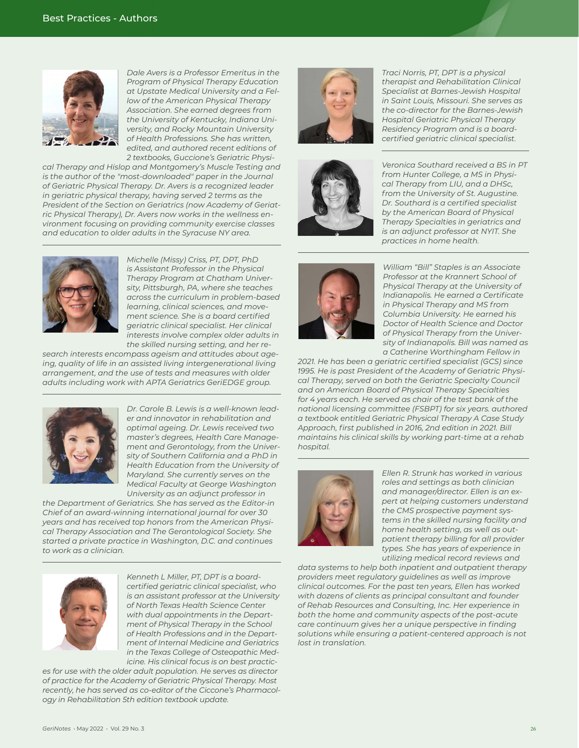*Dale Avers is a Professor Emeritus in the Program of Physical Therapy Education at Upstate Medical University and a Fellow of the American Physical Therapy Association. She earned degrees from the University of Kentucky, Indiana University, and Rocky Mountain University of Health Professions. She has written, edited, and authored recent editions of 2 textbooks, Guccione's Geriatric Physical Therapy and Hislop and Montgomery's Muscle Testing and is the author of the "most-downloaded" paper in the Journal of Geriatric Physical Therapy. Dr. Avers is a recognized leader in geriatric physical therapy, having served 2 terms as the President of the Section on Geriatrics (now Academy of Geriatric Physical Therapy), Dr. Avers now works in the wellness environment focusing on providing community exercise classes and education to older adults in the Syracuse NY area.*

---

*Michelle (Missy) Criss, PT, DPT, PhD is Assistant Professor in the Physical Therapy Program at Chatham University, Pittsburgh, PA, where she teaches across the curriculum in problem-based learning, clinical sciences, and movement science. She is a board certified geriatric clinical specialist. Her clinical interests involve complex older adults in the skilled nursing setting, and her research interests encompass ageism and attitudes about ageing, quality of life in an assisted living intergenerational living arrangement, and the use of tests and measures with older adults including work with APTA Geriatrics GeriEDGE group.*

---

*Dr. Carole B. Lewis is a well-known leader and innovator in rehabilitation and optimal ageing. Dr. Lewis received two master's degrees, Health Care Management and Gerontology, from the University of Southern California and a PhD in Health Education from the University of Maryland. She currently serves on the Medical Faculty at George Washington University as an adjunct professor in the Department of Geriatrics. She has served as the Editor-in Chief of an award-winning international journal for over 30 years and has received top honors from the American Physical Therapy Association and The Gerontological Society. She started a private practice in Washington, D.C. and continues to work as a clinician.*

---

*Kenneth L Miller, PT, DPT is a board-certified geriatric clinical specialist, who is an assistant professor at the University of North Texas Health Science Center with dual appointments in the Department of Physical Therapy in the School of Health Professions and in the Department of Internal Medicine and Geriatrics in the Texas College of Osteopathic Medicine. His clinical focus is on best practices for use with the older adult population. He serves as director of practice for the Academy of Geriatric Physical Therapy. Most recently, he has served as co-editor of the Ciccone's Pharmacology in Rehabilitation 5th edition textbook update.*

---

*Traci Norris, PT, DPT is a physical therapist and Rehabilitation Clinical Specialist at Barnes-Jewish Hospital in Saint Louis, Missouri. She serves as the co-director for the Barnes-Jewish Hospital Geriatric Physical Therapy Residency Program and is a board-certified geriatric clinical specialist.*

---

*Veronica Southard received a BS in PT from Hunter College, a MS in Physical Therapy from LIU, and a DHSc, from the University of St. Augustine. Dr. Southard is a certified specialist by the American Board of Physical Therapy Specialties in geriatrics and is an adjunct professor at NYIT. She practices in home health.*

---

*William "Bill" Staples is an Associate Professor at the Krannert School of Physical Therapy at the University of Indianapolis. He earned a Certificate in Physical Therapy and MS from Columbia University. He earned his Doctor of Health Science and Doctor of Physical Therapy from the University of Indianapolis. Bill was named as a Catherine Worthingham Fellow in 2021. He has been a geriatric certified specialist (GCS) since 1995. He is past President of the Academy of Geriatric Physical Therapy, served on both the Geriatric Specialty Council and on American Board of Physical Therapy Specialties for 4 years each. He served as chair of the test bank of the national licensing committee (FSBPT) for six years. authored a textbook entitled Geriatric Physical Therapy A Case Study Approach, first published in 2016, 2nd edition in 2021. Bill maintains his clinical skills by working part-time at a rehab hospital.*

---

*Ellen R. Strunk has worked in various roles and settings as both clinician and manager/director. Ellen is an expert at helping customers understand the CMS prospective payment systems in the skilled nursing facility and home health setting, as well as outpatient therapy billing for all provider types. She has years of experience in utilizing medical record reviews and data systems to help both inpatient and outpatient therapy providers meet regulatory guidelines as well as improve clinical outcomes. For the past ten years, Ellen has worked with dozens of clients as principal consultant and founder of Rehab Resources and Consulting, Inc. Her experience in both the home and community aspects of the post-acute care continuum gives her a unique perspective in finding solutions while ensuring a patient-centered approach is not lost in translation.*